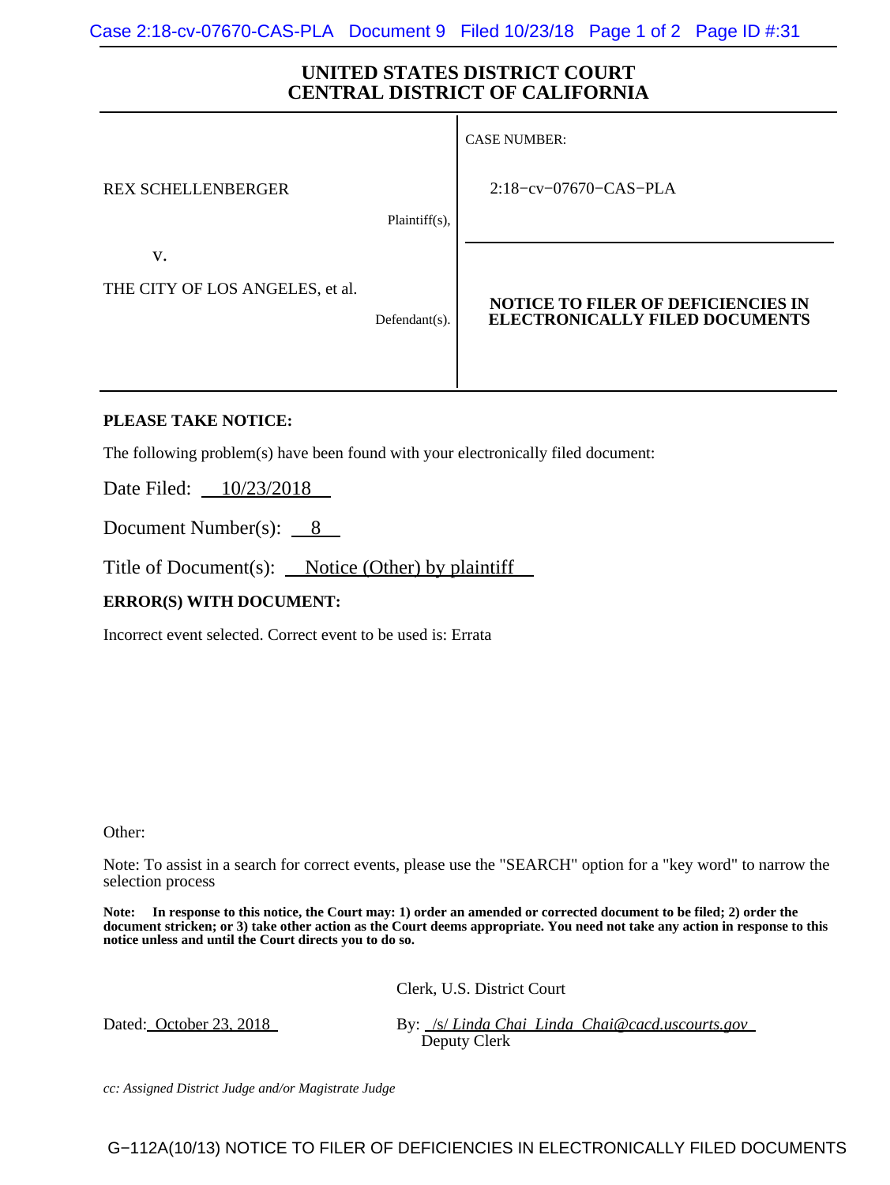# UNITED STATES DISTRICT COURT
# CENTRAL DISTRICT OF CALIFORNIA

| | |
|---|---|
| REX SCHELLENBERGER<br><br>Plaintiff(s),<br><br>v.<br><br>THE CITY OF LOS ANGELES, et al.<br><br>Defendant(s). | CASE NUMBER:<br><br>2:18−cv−07670−CAS−PLA<br><br>**NOTICE TO FILER OF DEFICIENCIES IN ELECTRONICALLY FILED DOCUMENTS** |

**PLEASE TAKE NOTICE:**

The following problem(s) have been found with your electronically filed document:

Date Filed: 10/23/2018

Document Number(s): 8

Title of Document(s): Notice (Other) by plaintiff

**ERROR(S) WITH DOCUMENT:**

Incorrect event selected. Correct event to be used is: Errata

Other:

Note: To assist in a search for correct events, please use the "SEARCH" option for a "key word" to narrow the selection process

**Note: In response to this notice, the Court may: 1) order an amended or corrected document to be filed; 2) order the document stricken; or 3) take other action as the Court deems appropriate. You need not take any action in response to this notice unless and until the Court directs you to do so.**

Clerk, U.S. District Court

Dated: October 23, 2018

By: /s/ *Linda Chai Linda_Chai@cacd.uscourts.gov*
Deputy Clerk

*cc: Assigned District Judge and/or Magistrate Judge*

G−112A(10/13) NOTICE TO FILER OF DEFICIENCIES IN ELECTRONICALLY FILED DOCUMENTS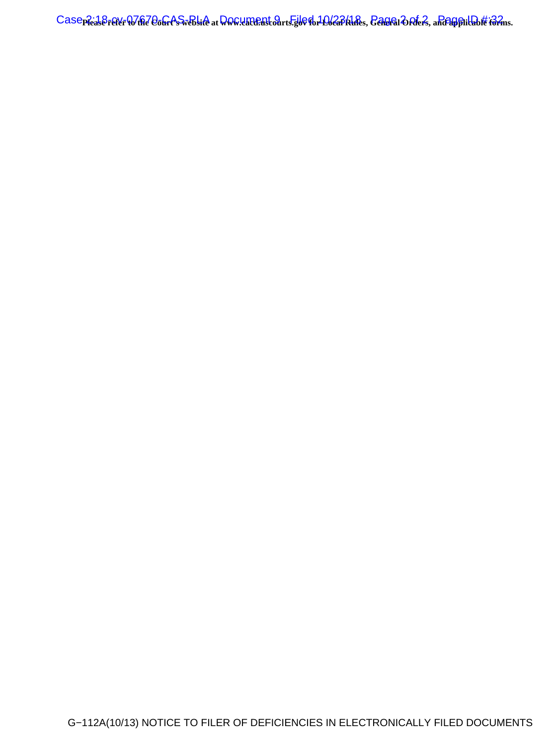**Please refer to the Court's website at www.cacd.uscourts.gov for Local Rules, General Orders, and applicable forms.**